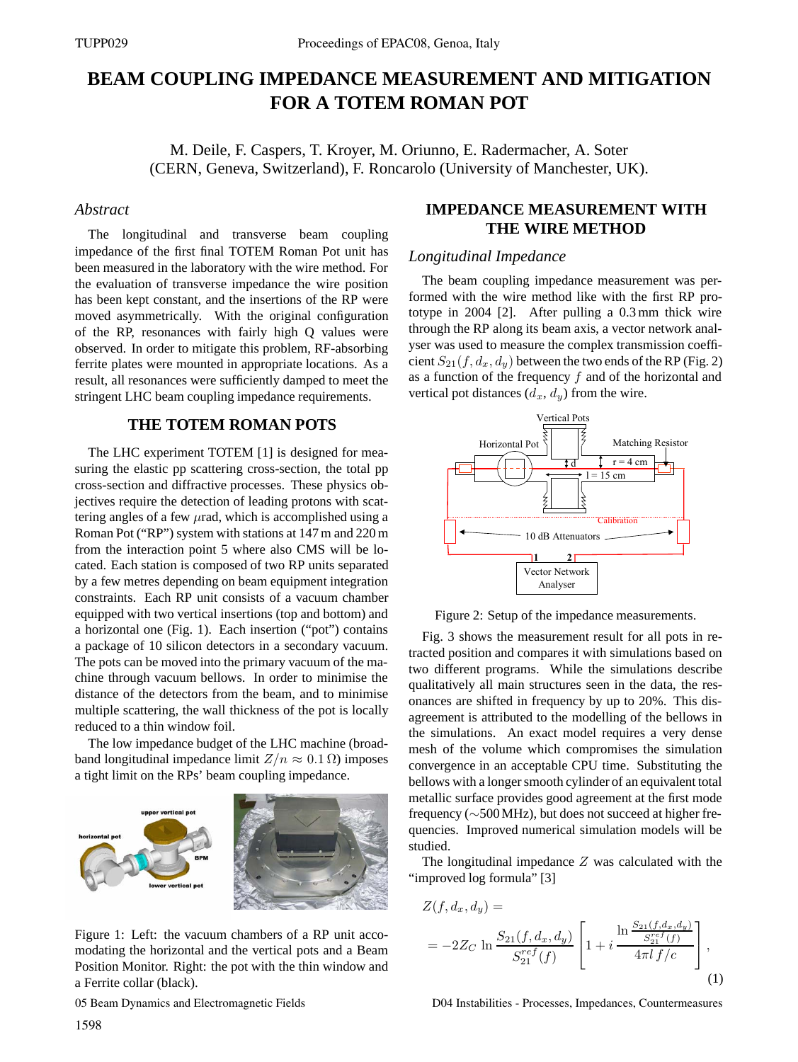# BEAM COUPLING IMPEDANCE MEASUREMENT AND MITIGATION FOR A TOTEM ROMAN POT

M. Deile, F. Caspers, T. Kroyer, M. Oriunno, E. Radermacher, A. Soter (CERN, Geneva, Switzerland), F. Roncarolo (University of Manchester, UK).

## *Abstract*

The longitudinal and transverse beam coupling impedance of the first final TOTEM Roman Pot unit has been measured in the laboratory with the wire method. For the evaluation of transverse impedance the wire position has been kept constant, and the insertions of the RP were moved asymmetrically. With the original configuration of the RP, resonances with fairly high Q values were observed. In order to mitigate this problem, RF-absorbing ferrite plates were mounted in appropriate locations. As a result, all resonances were sufficiently damped to meet the stringent LHC beam coupling impedance requirements.

## THE TOTEM ROMAN POTS

The LHC experiment TOTEM [1] is designed for measuring the elastic pp scattering cross-section, the total pp cross-section and diffractive processes. These physics objectives require the detection of leading protons with scattering angles of a few $\mu$rad, which is accomplished using a Roman Pot ("RP") system with stations at 147 m and 220 m from the interaction point 5 where also CMS will be located. Each station is composed of two RP units separated by a few metres depending on beam equipment integration constraints. Each RP unit consists of a vacuum chamber equipped with two vertical insertions (top and bottom) and a horizontal one (Fig. 1). Each insertion ("pot") contains a package of 10 silicon detectors in a secondary vacuum. The pots can be moved into the primary vacuum of the machine through vacuum bellows. In order to minimise the distance of the detectors from the beam, and to minimise multiple scattering, the wall thickness of the pot is locally reduced to a thin window foil.

The low impedance budget of the LHC machine (broadband longitudinal impedance limit $Z/n \approx 0.1\,\Omega$) imposes a tight limit on the RPs' beam coupling impedance.

upper vertical pot
horizontal pot
BPM
lower vertical pot

Figure 1: Left: the vacuum chambers of a RP unit accomodating the horizontal and the vertical pots and a Beam Position Monitor. Right: the pot with the thin window and a Ferrite collar (black).

## IMPEDANCE MEASUREMENT WITH THE WIRE METHOD

### *Longitudinal Impedance*

The beam coupling impedance measurement was performed with the wire method like with the first RP prototype in 2004 [2]. After pulling a 0.3 mm thick wire through the RP along its beam axis, a vector network analyser was used to measure the complex transmission coefficient $S_{21}(f, d_x, d_y)$ between the two ends of the RP (Fig. 2) as a function of the frequency $f$ and of the horizontal and vertical pot distances ($d_x$, $d_y$) from the wire.

Vertical Pots
Horizontal Pot
Matching Resistor
r = 4 cm
d
l = 15 cm
Calibration
10 dB Attenuators
1
2
Vector Network Analyser

Figure 2: Setup of the impedance measurements.

Fig. 3 shows the measurement result for all pots in retracted position and compares it with simulations based on two different programs. While the simulations describe qualitatively all main structures seen in the data, the resonances are shifted in frequency by up to 20%. This disagreement is attributed to the modelling of the bellows in the simulations. An exact model requires a very dense mesh of the volume which compromises the simulation convergence in an acceptable CPU time. Substituting the bellows with a longer smooth cylinder of an equivalent total metallic surface provides good agreement at the first mode frequency (~500 MHz), but does not succeed at higher frequencies. Improved numerical simulation models will be studied.

The longitudinal impedance $Z$ was calculated with the "improved log formula" [3]

$$Z(f, d_x, d_y) = \\ = -2Z_C \ln \frac{S_{21}(f, d_x, d_y)}{S_{21}^{ref}(f)} \left[ 1 + i \frac{\ln \frac{S_{21}(f, d_x, d_y)}{S_{21}^{ref}(f)}}{4\pi l\, f/c} \right], \tag{1}$$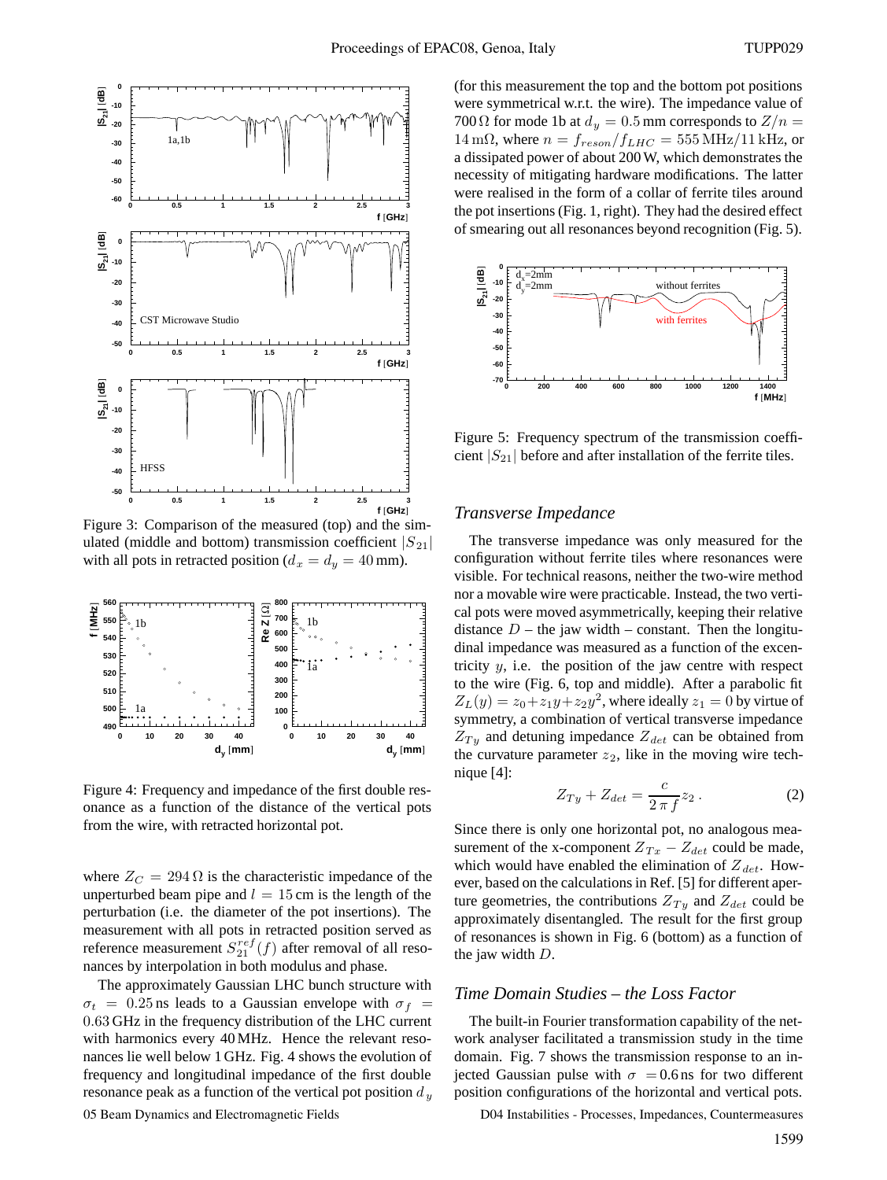Figure 3: Comparison of the measured (top) and the simulated (middle and bottom) transmission coefficient $|S_{21}|$ with all pots in retracted position ($d_x = d_y = 40\,\text{mm}$).

Figure 4: Frequency and impedance of the first double resonance as a function of the distance of the vertical pots from the wire, with retracted horizontal pot.

where $Z_C = 294\,\Omega$ is the characteristic impedance of the unperturbed beam pipe and $l = 15\,\text{cm}$ is the length of the perturbation (i.e. the diameter of the pot insertions). The measurement with all pots in retracted position served as reference measurement $S_{21}^{ref}(f)$ after removal of all resonances by interpolation in both modulus and phase.

The approximately Gaussian LHC bunch structure with $\sigma_t = 0.25\,\text{ns}$ leads to a Gaussian envelope with $\sigma_f = 0.63\,\text{GHz}$ in the frequency distribution of the LHC current with harmonics every 40 MHz. Hence the relevant resonances lie well below 1 GHz. Fig. 4 shows the evolution of frequency and longitudinal impedance of the first double resonance peak as a function of the vertical pot position $d_y$ (for this measurement the top and the bottom pot positions were symmetrical w.r.t. the wire). The impedance value of $700\,\Omega$ for mode 1b at $d_y = 0.5\,\text{mm}$ corresponds to $Z/n = 14\,\text{m}\Omega$, where $n = f_{reson}/f_{LHC} = 555\,\text{MHz}/11\,\text{kHz}$, or a dissipated power of about 200 W, which demonstrates the necessity of mitigating hardware modifications. The latter were realised in the form of a collar of ferrite tiles around the pot insertions (Fig. 1, right). They had the desired effect of smearing out all resonances beyond recognition (Fig. 5).

Figure 5: Frequency spectrum of the transmission coefficient $|S_{21}|$ before and after installation of the ferrite tiles.

### *Transverse Impedance*

The transverse impedance was only measured for the configuration without ferrite tiles where resonances were visible. For technical reasons, neither the two-wire method nor a movable wire were practicable. Instead, the two vertical pots were moved asymmetrically, keeping their relative distance $D$ – the jaw width – constant. Then the longitudinal impedance was measured as a function of the excentricity $y$, i.e. the position of the jaw centre with respect to the wire (Fig. 6, top and middle). After a parabolic fit $Z_L(y) = z_0 + z_1 y + z_2 y^2$, where ideally $z_1 = 0$ by virtue of symmetry, a combination of vertical transverse impedance $Z_{Ty}$ and detuning impedance $Z_{det}$ can be obtained from the curvature parameter $z_2$, like in the moving wire technique [4]:

$$Z_{Ty} + Z_{det} = \frac{c}{2\,\pi\,f} z_2\,. \tag{2}$$

Since there is only one horizontal pot, no analogous measurement of the x-component $Z_{Tx} - Z_{det}$ could be made, which would have enabled the elimination of $Z_{det}$. However, based on the calculations in Ref. [5] for different aperture geometries, the contributions $Z_{Ty}$ and $Z_{det}$ could be approximately disentangled. The result for the first group of resonances is shown in Fig. 6 (bottom) as a function of the jaw width $D$.

### *Time Domain Studies – the Loss Factor*

The built-in Fourier transformation capability of the network analyser facilitated a transmission study in the time domain. Fig. 7 shows the transmission response to an injected Gaussian pulse with $\sigma = 0.6\,\text{ns}$ for two different position configurations of the horizontal and vertical pots.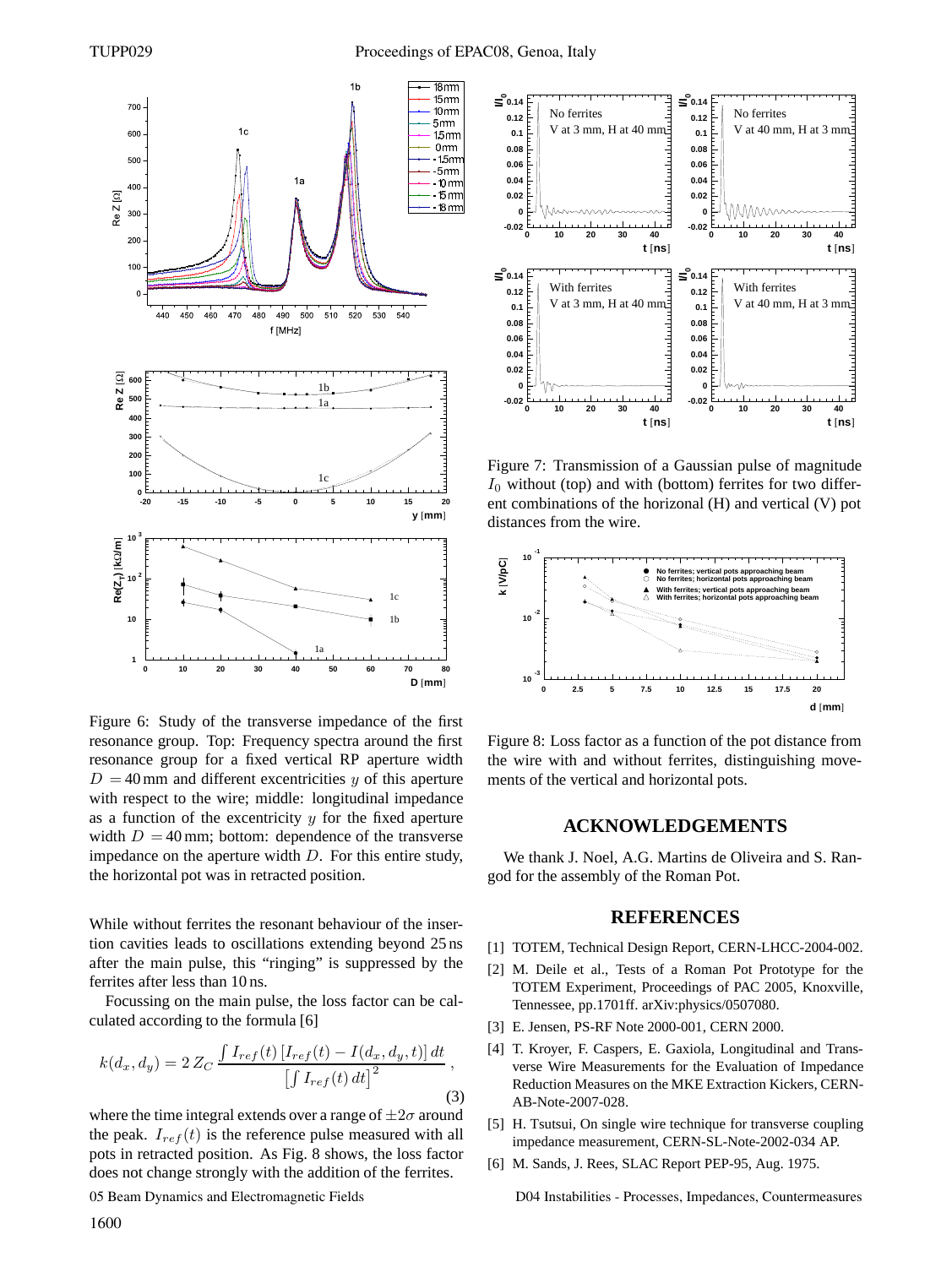1b

700
600
500
400
300
200
100
0

Re Z [Ω]

1c

1a

18mm
15mm
10mm
5mm
1.5mm
0mm
-1.5mm
-5mm
-10mm
-15mm
-18mm

440 450 460 470 480 490 500 510 520 530 540

f [MHz]

Re Z [Ω]

600
500
400
300
200
100
0

1b
1a
1c

-20 -15 -10 -5 0 5 10 15 20

y [mm]

Re(Z_T) [kΩ/m]

10^3
10^2
10
1

1c
1b
1a

0 10 20 30 40 50 60 70 80

D [mm]

Figure 6: Study of the transverse impedance of the first resonance group. Top: Frequency spectra around the first resonance group for a fixed vertical RP aperture width $D = 40$ mm and different excentricities $y$ of this aperture with respect to the wire; middle: longitudinal impedance as a function of the excentricity $y$ for the fixed aperture width $D = 40$ mm; bottom: dependence of the transverse impedance on the aperture width $D$. For this entire study, the horizontal pot was in retracted position.

While without ferrites the resonant behaviour of the insertion cavities leads to oscillations extending beyond 25 ns after the main pulse, this "ringing" is suppressed by the ferrites after less than 10 ns.

Focussing on the main pulse, the loss factor can be calculated according to the formula [6]

$$k(d_x, d_y) = 2\, Z_C\, \frac{\int I_{ref}(t)\,[I_{ref}(t) - I(d_x, d_y, t)]\, dt}{\left[\int I_{ref}(t)\, dt\right]^2}\,, \tag{3}$$

where the time integral extends over a range of $\pm 2\sigma$ around the peak. $I_{ref}(t)$ is the reference pulse measured with all pots in retracted position. As Fig. 8 shows, the loss factor does not change strongly with the addition of the ferrites.

I/I0

No ferrites
V at 3 mm, H at 40 mm

No ferrites
V at 40 mm, H at 3 mm

With ferrites
V at 3 mm, H at 40 mm

With ferrites
V at 40 mm, H at 3 mm

0.14
0.12
0.1
0.08
0.06
0.04
0.02
0
-0.02

0 10 20 30 40

t [ns]

Figure 7: Transmission of a Gaussian pulse of magnitude $I_0$ without (top) and with (bottom) ferrites for two different combinations of the horizonal (H) and vertical (V) pot distances from the wire.

k [V/pC]

10^-1
10^-2
10^-3

No ferrites; vertical pots approaching beam
No ferrites; horizontal pots approaching beam
With ferrites; vertical pots approaching beam
With ferrites; horizontal pots approaching beam

0 2.5 5 7.5 10 12.5 15 17.5 20

d [mm]

Figure 8: Loss factor as a function of the pot distance from the wire with and without ferrites, distinguishing movements of the vertical and horizontal pots.

## ACKNOWLEDGEMENTS

We thank J. Noel, A.G. Martins de Oliveira and S. Rangod for the assembly of the Roman Pot.

## REFERENCES

[1] TOTEM, Technical Design Report, CERN-LHCC-2004-002.

[2] M. Deile et al., Tests of a Roman Pot Prototype for the TOTEM Experiment, Proceedings of PAC 2005, Knoxville, Tennessee, pp.1701ff. arXiv:physics/0507080.

[3] E. Jensen, PS-RF Note 2000-001, CERN 2000.

[4] T. Kroyer, F. Caspers, E. Gaxiola, Longitudinal and Transverse Wire Measurements for the Evaluation of Impedance Reduction Measures on the MKE Extraction Kickers, CERN-AB-Note-2007-028.

[5] H. Tsutsui, On single wire technique for transverse coupling impedance measurement, CERN-SL-Note-2002-034 AP.

[6] M. Sands, J. Rees, SLAC Report PEP-95, Aug. 1975.